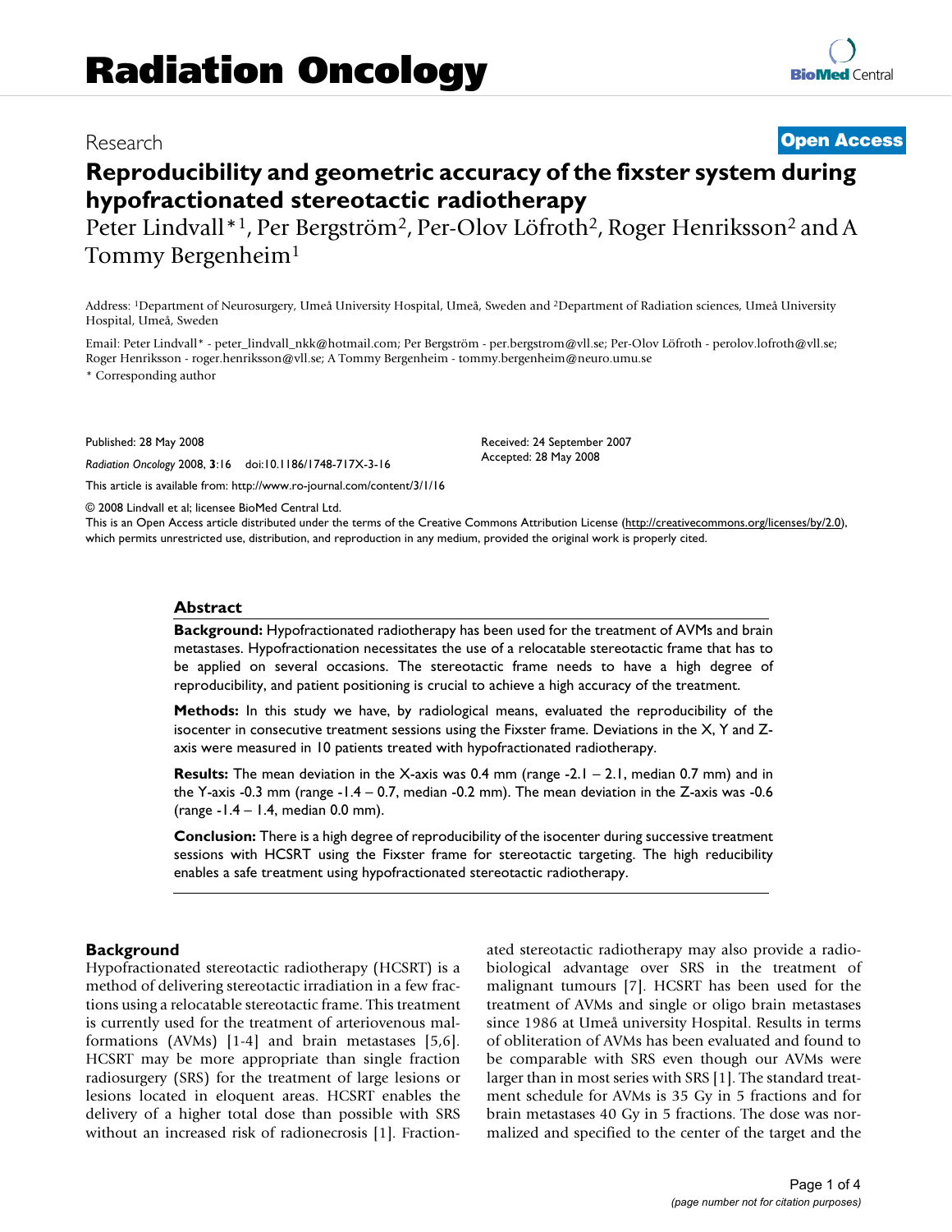# Radiation Oncology

Research

**Open Access**

## Reproducibility and geometric accuracy of the fixster system during hypofractionated stereotactic radiotherapy

Peter Lindvall*[1], Per Bergström[2], Per-Olov Löfroth[2], Roger Henriksson[2] and A Tommy Bergenheim[1]

Address: [1]Department of Neurosurgery, Umeå University Hospital, Umeå, Sweden and [2]Department of Radiation sciences, Umeå University Hospital, Umeå, Sweden

Email: Peter Lindvall* - peter_lindvall_nkk@hotmail.com; Per Bergström - per.bergstrom@vll.se; Per-Olov Löfroth - perolov.lofroth@vll.se; Roger Henriksson - roger.henriksson@vll.se; A Tommy Bergenheim - tommy.bergenheim@neuro.umu.se

\* Corresponding author

Published: 28 May 2008

*Radiation Oncology* 2008, **3**:16 doi:10.1186/1748-717X-3-16

Received: 24 September 2007
Accepted: 28 May 2008

This article is available from: http://www.ro-journal.com/content/3/1/16

© 2008 Lindvall et al; licensee BioMed Central Ltd.
This is an Open Access article distributed under the terms of the Creative Commons Attribution License (http://creativecommons.org/licenses/by/2.0), which permits unrestricted use, distribution, and reproduction in any medium, provided the original work is properly cited.

### Abstract

**Background:** Hypofractionated radiotherapy has been used for the treatment of AVMs and brain metastases. Hypofractionation necessitates the use of a relocatable stereotactic frame that has to be applied on several occasions. The stereotactic frame needs to have a high degree of reproducibility, and patient positioning is crucial to achieve a high accuracy of the treatment.

**Methods:** In this study we have, by radiological means, evaluated the reproducibility of the isocenter in consecutive treatment sessions using the Fixster frame. Deviations in the X, Y and Z-axis were measured in 10 patients treated with hypofractionated radiotherapy.

**Results:** The mean deviation in the X-axis was 0.4 mm (range -2.1 – 2.1, median 0.7 mm) and in the Y-axis -0.3 mm (range -1.4 – 0.7, median -0.2 mm). The mean deviation in the Z-axis was -0.6 (range -1.4 – 1.4, median 0.0 mm).

**Conclusion:** There is a high degree of reproducibility of the isocenter during successive treatment sessions with HCSRT using the Fixster frame for stereotactic targeting. The high reducibility enables a safe treatment using hypofractionated stereotactic radiotherapy.

### Background

Hypofractionated stereotactic radiotherapy (HCSRT) is a method of delivering stereotactic irradiation in a few fractions using a relocatable stereotactic frame. This treatment is currently used for the treatment of arteriovenous malformations (AVMs) [1-4] and brain metastases [5,6]. HCSRT may be more appropriate than single fraction radiosurgery (SRS) for the treatment of large lesions or lesions located in eloquent areas. HCSRT enables the delivery of a higher total dose than possible with SRS without an increased risk of radionecrosis [1]. Fractionated stereotactic radiotherapy may also provide a radiobiological advantage over SRS in the treatment of malignant tumours [7]. HCSRT has been used for the treatment of AVMs and single or oligo brain metastases since 1986 at Umeå university Hospital. Results in terms of obliteration of AVMs has been evaluated and found to be comparable with SRS even though our AVMs were larger than in most series with SRS [1]. The standard treatment schedule for AVMs is 35 Gy in 5 fractions and for brain metastases 40 Gy in 5 fractions. The dose was normalized and specified to the center of the target and the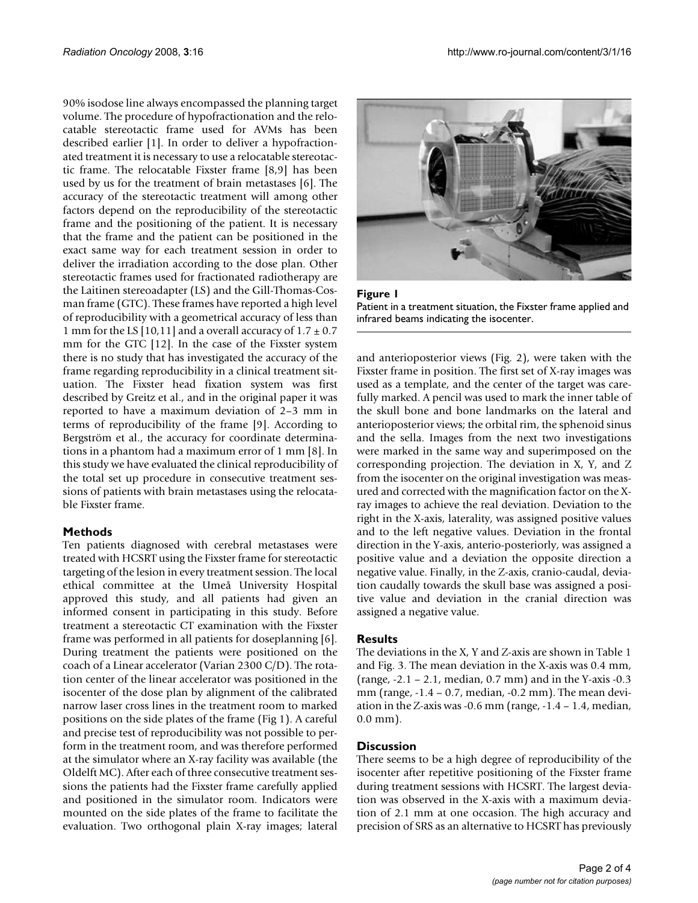90% isodose line always encompassed the planning target volume. The procedure of hypofractionation and the relocatable stereotactic frame used for AVMs has been described earlier [1]. In order to deliver a hypofractionated treatment it is necessary to use a relocatable stereotactic frame. The relocatable Fixster frame [8,9] has been used by us for the treatment of brain metastases [6]. The accuracy of the stereotactic treatment will among other factors depend on the reproducibility of the stereotactic frame and the positioning of the patient. It is necessary that the frame and the patient can be positioned in the exact same way for each treatment session in order to deliver the irradiation according to the dose plan. Other stereotactic frames used for fractionated radiotherapy are the Laitinen stereoadapter (LS) and the Gill-Thomas-Cosman frame (GTC). These frames have reported a high level of reproducibility with a geometrical accuracy of less than 1 mm for the LS [10,11] and a overall accuracy of $1.7 \pm 0.7$ mm for the GTC [12]. In the case of the Fixster system there is no study that has investigated the accuracy of the frame regarding reproducibility in a clinical treatment situation. The Fixster head fixation system was first described by Greitz et al., and in the original paper it was reported to have a maximum deviation of 2–3 mm in terms of reproducibility of the frame [9]. According to Bergström et al., the accuracy for coordinate determinations in a phantom had a maximum error of 1 mm [8]. In this study we have evaluated the clinical reproducibility of the total set up procedure in consecutive treatment sessions of patients with brain metastases using the relocatable Fixster frame.

## Methods

Ten patients diagnosed with cerebral metastases were treated with HCSRT using the Fixster frame for stereotactic targeting of the lesion in every treatment session. The local ethical committee at the Umeå University Hospital approved this study, and all patients had given an informed consent in participating in this study. Before treatment a stereotactic CT examination with the Fixster frame was performed in all patients for doseplanning [6]. During treatment the patients were positioned on the coach of a Linear accelerator (Varian 2300 C/D). The rotation center of the linear accelerator was positioned in the isocenter of the dose plan by alignment of the calibrated narrow laser cross lines in the treatment room to marked positions on the side plates of the frame (Fig 1). A careful and precise test of reproducibility was not possible to perform in the treatment room, and was therefore performed at the simulator where an X-ray facility was available (the Oldelft MC). After each of three consecutive treatment sessions the patients had the Fixster frame carefully applied and positioned in the simulator room. Indicators were mounted on the side plates of the frame to facilitate the evaluation. Two orthogonal plain X-ray images; lateral and anterioposterior views (Fig. 2), were taken with the Fixster frame in position. The first set of X-ray images was used as a template, and the center of the target was carefully marked. A pencil was used to mark the inner table of the skull bone and bone landmarks on the lateral and anterioposterior views; the orbital rim, the sphenoid sinus and the sella. Images from the next two investigations were marked in the same way and superimposed on the corresponding projection. The deviation in X, Y, and Z from the isocenter on the original investigation was measured and corrected with the magnification factor on the X-ray images to achieve the real deviation. Deviation to the right in the X-axis, laterality, was assigned positive values and to the left negative values. Deviation in the frontal direction in the Y-axis, anterio-posteriorly, was assigned a positive value and a deviation the opposite direction a negative value. Finally, in the Z-axis, cranio-caudal, deviation caudally towards the skull base was assigned a positive value and deviation in the cranial direction was assigned a negative value.

**Figure 1**
Patient in a treatment situation, the Fixster frame applied and infrared beams indicating the isocenter.

## Results

The deviations in the X, Y and Z-axis are shown in Table 1 and Fig. 3. The mean deviation in the X-axis was 0.4 mm, (range, -2.1 – 2.1, median, 0.7 mm) and in the Y-axis -0.3 mm (range, -1.4 – 0.7, median, -0.2 mm). The mean deviation in the Z-axis was -0.6 mm (range, -1.4 – 1.4, median, 0.0 mm).

## Discussion

There seems to be a high degree of reproducibility of the isocenter after repetitive positioning of the Fixster frame during treatment sessions with HCSRT. The largest deviation was observed in the X-axis with a maximum deviation of 2.1 mm at one occasion. The high accuracy and precision of SRS as an alternative to HCSRT has previously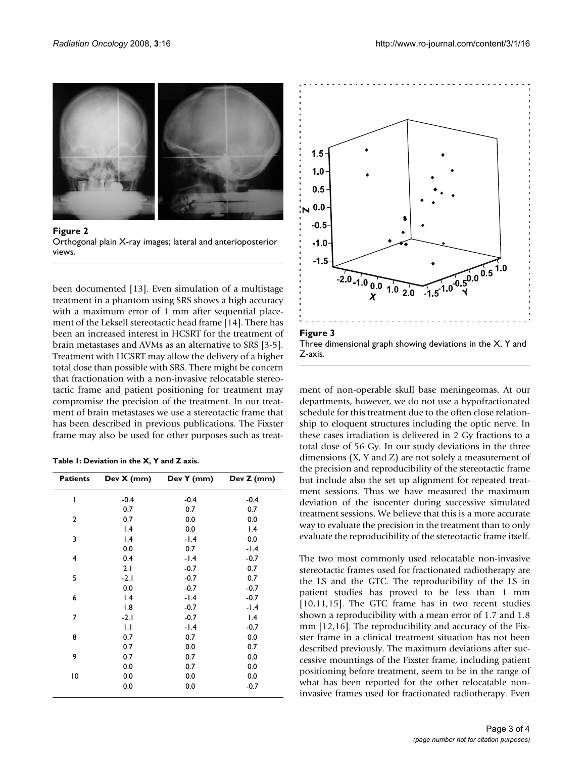**Figure 2**
Orthogonal plain X-ray images; lateral and anterioposterior views.

been documented [13]. Even simulation of a multistage treatment in a phantom using SRS shows a high accuracy with a maximum error of 1 mm after sequential placement of the Leksell stereotactic head frame [14]. There has been an increased interest in HCSRT for the treatment of brain metastases and AVMs as an alternative to SRS [3-5]. Treatment with HCSRT may allow the delivery of a higher total dose than possible with SRS. There might be concern that fractionation with a non-invasive relocatable stereotactic frame and patient positioning for treatment may compromise the precision of the treatment. In our treatment of brain metastases we use a stereotactic frame that has been described in previous publications. The Fixster frame may also be used for other purposes such as treatment of non-operable skull base meningeomas. At our departments, however, we do not use a hypofractionated schedule for this treatment due to the often close relationship to eloquent structures including the optic nerve. In these cases irradiation is delivered in 2 Gy fractions to a total dose of 56 Gy. In our study deviations in the three dimensions (X, Y and Z) are not solely a measurement of the precision and reproducibility of the stereotactic frame but include also the set up alignment for repeated treatment sessions. Thus we have measured the maximum deviation of the isocenter during successive simulated treatment sessions. We believe that this is a more accurate way to evaluate the precision in the treatment than to only evaluate the reproducibility of the stereotactic frame itself.

**Table 1: Deviation in the X, Y and Z axis.**

| Patients | Dev X (mm) | Dev Y (mm) | Dev Z (mm) |
|---|---|---|---|
| 1 | -0.4 | -0.4 | -0.4 |
| | 0.7 | 0.7 | 0.7 |
| 2 | 0.7 | 0.0 | 0.0 |
| | 1.4 | 0.0 | 1.4 |
| 3 | 1.4 | -1.4 | 0.0 |
| | 0.0 | 0.7 | -1.4 |
| 4 | 0.4 | -1.4 | -0.7 |
| | 2.1 | -0.7 | 0.7 |
| 5 | -2.1 | -0.7 | 0.7 |
| | 0.0 | -0.7 | -0.7 |
| 6 | 1.4 | -1.4 | -0.7 |
| | 1.8 | -0.7 | -1.4 |
| 7 | -2.1 | -0.7 | 1.4 |
| | 1.1 | -1.4 | -0.7 |
| 8 | 0.7 | 0.7 | 0.0 |
| | 0.7 | 0.0 | 0.7 |
| 9 | 0.7 | 0.7 | 0.0 |
| | 0.0 | 0.7 | 0.0 |
| 10 | 0.0 | 0.0 | 0.0 |
| | 0.0 | 0.0 | -0.7 |

**Figure 3**
Three dimensional graph showing deviations in the X, Y and Z-axis.

The two most commonly used relocatable non-invasive stereotactic frames used for fractionated radiotherapy are the LS and the GTC. The reproducibility of the LS in patient studies has proved to be less than 1 mm [10,11,15]. The GTC frame has in two recent studies shown a reproducibility with a mean error of 1.7 and 1.8 mm [12,16]. The reproducibility and accuracy of the Fixster frame in a clinical treatment situation has not been described previously. The maximum deviations after successive mountings of the Fixster frame, including patient positioning before treatment, seem to be in the range of what has been reported for the other relocatable non-invasive frames used for fractionated radiotherapy. Even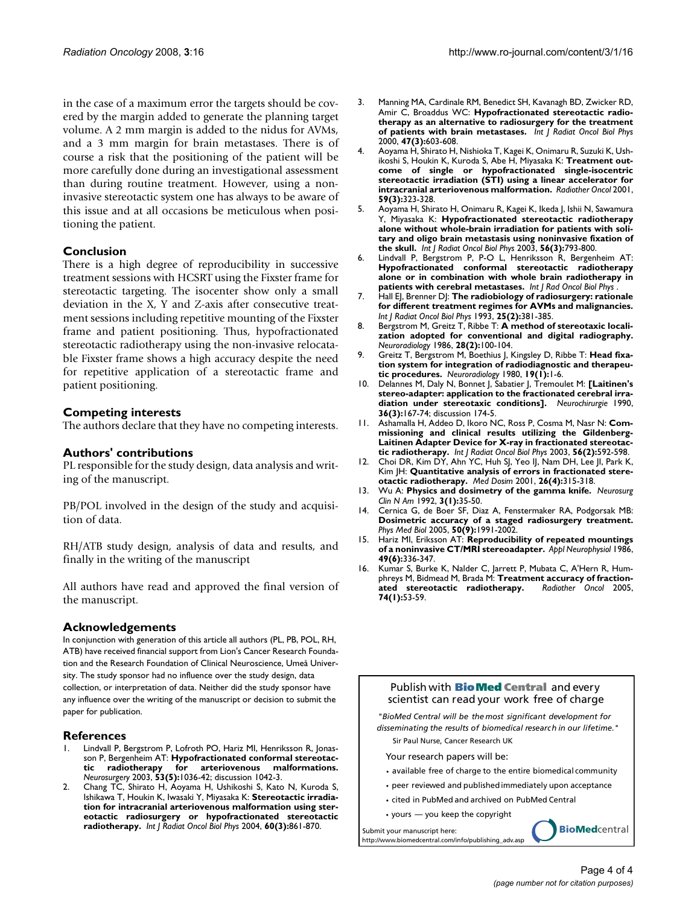in the case of a maximum error the targets should be covered by the margin added to generate the planning target volume. A 2 mm margin is added to the nidus for AVMs, and a 3 mm margin for brain metastases. There is of course a risk that the positioning of the patient will be more carefully done during an investigational assessment than during routine treatment. However, using a non-invasive stereotactic system one has always to be aware of this issue and at all occasions be meticulous when positioning the patient.

## Conclusion

There is a high degree of reproducibility in successive treatment sessions with HCSRT using the Fixster frame for stereotactic targeting. The isocenter show only a small deviation in the X, Y and Z-axis after consecutive treatment sessions including repetitive mounting of the Fixster frame and patient positioning. Thus, hypofractionated stereotactic radiotherapy using the non-invasive relocatable Fixster frame shows a high accuracy despite the need for repetitive application of a stereotactic frame and patient positioning.

## Competing interests

The authors declare that they have no competing interests.

## Authors' contributions

PL responsible for the study design, data analysis and writing of the manuscript.

PB/POL involved in the design of the study and acquisition of data.

RH/ATB study design, analysis of data and results, and finally in the writing of the manuscript

All authors have read and approved the final version of the manuscript.

## Acknowledgements

In conjunction with generation of this article all authors (PL, PB, POL, RH, ATB) have received financial support from Lion's Cancer Research Foundation and the Research Foundation of Clinical Neuroscience, Umeå University. The study sponsor had no influence over the study design, data collection, or interpretation of data. Neither did the study sponsor have any influence over the writing of the manuscript or decision to submit the paper for publication.

## References

1. Lindvall P, Bergstrom P, Lofroth PO, Hariz MI, Henriksson R, Jonasson P, Bergenheim AT: **Hypofractionated conformal stereotactic radiotherapy for arteriovenous malformations.** *Neurosurgery* 2003, **53(5):**1036-42; discussion 1042-3.
2. Chang TC, Shirato H, Aoyama H, Ushikoshi S, Kato N, Kuroda S, Ishikawa T, Houkin K, Iwasaki Y, Miyasaka K: **Stereotactic irradiation for intracranial arteriovenous malformation using stereotactic radiosurgery or hypofractionated stereotactic radiotherapy.** *Int J Radiat Oncol Biol Phys* 2004, **60(3):**861-870.
3. Manning MA, Cardinale RM, Benedict SH, Kavanagh BD, Zwicker RD, Amir C, Broaddus WC: **Hypofractionated stereotactic radiotherapy as an alternative to radiosurgery for the treatment of patients with brain metastases.** *Int J Radiat Oncol Biol Phys* 2000, **47(3):**603-608.
4. Aoyama H, Shirato H, Nishioka T, Kagei K, Onimaru R, Suzuki K, Ushikoshi S, Houkin K, Kuroda S, Abe H, Miyasaka K: **Treatment outcome of single or hypofractionated single-isocentric stereotactic irradiation (STI) using a linear accelerator for intracranial arteriovenous malformation.** *Radiother Oncol* 2001, **59(3):**323-328.
5. Aoyama H, Shirato H, Onimaru R, Kagei K, Ikeda J, Ishii N, Sawamura Y, Miyasaka K: **Hypofractionated stereotactic radiotherapy alone without whole-brain irradiation for patients with solitary and oligo brain metastasis using noninvasive fixation of the skull.** *Int J Radiat Oncol Biol Phys* 2003, **56(3):**793-800.
6. Lindvall P, Bergstrom P, P-O L, Henriksson R, Bergenheim AT: **Hypofractionated conformal stereotactic radiotherapy alone or in combination with whole brain radiotherapy in patients with cerebral metastases.** *Int J Rad Oncol Biol Phys* .
7. Hall EJ, Brenner DJ: **The radiobiology of radiosurgery: rationale for different treatment regimes for AVMs and malignancies.** *Int J Radiat Oncol Biol Phys* 1993, **25(2):**381-385.
8. Bergstrom M, Greitz T, Ribbe T: **A method of stereotaxic localization adopted for conventional and digital radiography.** *Neuroradiology* 1986, **28(2):**100-104.
9. Greitz T, Bergstrom M, Boethius J, Kingsley D, Ribbe T: **Head fixation system for integration of radiodiagnostic and therapeutic procedures.** *Neuroradiology* 1980, **19(1):**1-6.
10. Delannes M, Daly N, Bonnet J, Sabatier J, Tremoulet M: **[Laitinen's stereo-adapter: application to the fractionated cerebral irradiation under stereotaxic conditions].** *Neurochirurgie* 1990, **36(3):**167-74; discussion 174-5.
11. Ashamalla H, Addeo D, Ikoro NC, Ross P, Cosma M, Nasr N: **Commissioning and clinical results utilizing the Gildenberg-Laitinen Adapter Device for X-ray in fractionated stereotactic radiotherapy.** *Int J Radiat Oncol Biol Phys* 2003, **56(2):**592-598.
12. Choi DR, Kim DY, Ahn YC, Huh SJ, Yeo IJ, Nam DH, Lee JI, Park K, Kim JH: **Quantitative analysis of errors in fractionated stereotactic radiotherapy.** *Med Dosim* 2001, **26(4):**315-318.
13. Wu A: **Physics and dosimetry of the gamma knife.** *Neurosurg Clin N Am* 1992, **3(1):**35-50.
14. Cernica G, de Boer SF, Diaz A, Fenstermaker RA, Podgorsak MB: **Dosimetric accuracy of a staged radiosurgery treatment.** *Phys Med Biol* 2005, **50(9):**1991-2002.
15. Hariz MI, Eriksson AT: **Reproducibility of repeated mountings of a noninvasive CT/MRI stereoadapter.** *Appl Neurophysiol* 1986, **49(6):**336-347.
16. Kumar S, Burke K, Nalder C, Jarrett P, Mubata C, A'Hern R, Humphreys M, Bidmead M, Brada M: **Treatment accuracy of fractionated stereotactic radiotherapy.** *Radiother Oncol* 2005, **74(1):**53-59.

Publish with **BioMed Central** and every scientist can read your work free of charge

*"BioMed Central will be the most significant development for disseminating the results of biomedical research in our lifetime."*

Sir Paul Nurse, Cancer Research UK

Your research papers will be:

- available free of charge to the entire biomedical community
- peer reviewed and published immediately upon acceptance
- cited in PubMed and archived on PubMed Central
- yours — you keep the copyright

Submit your manuscript here:
http://www.biomedcentral.com/info/publishing_adv.asp

BioMedcentral